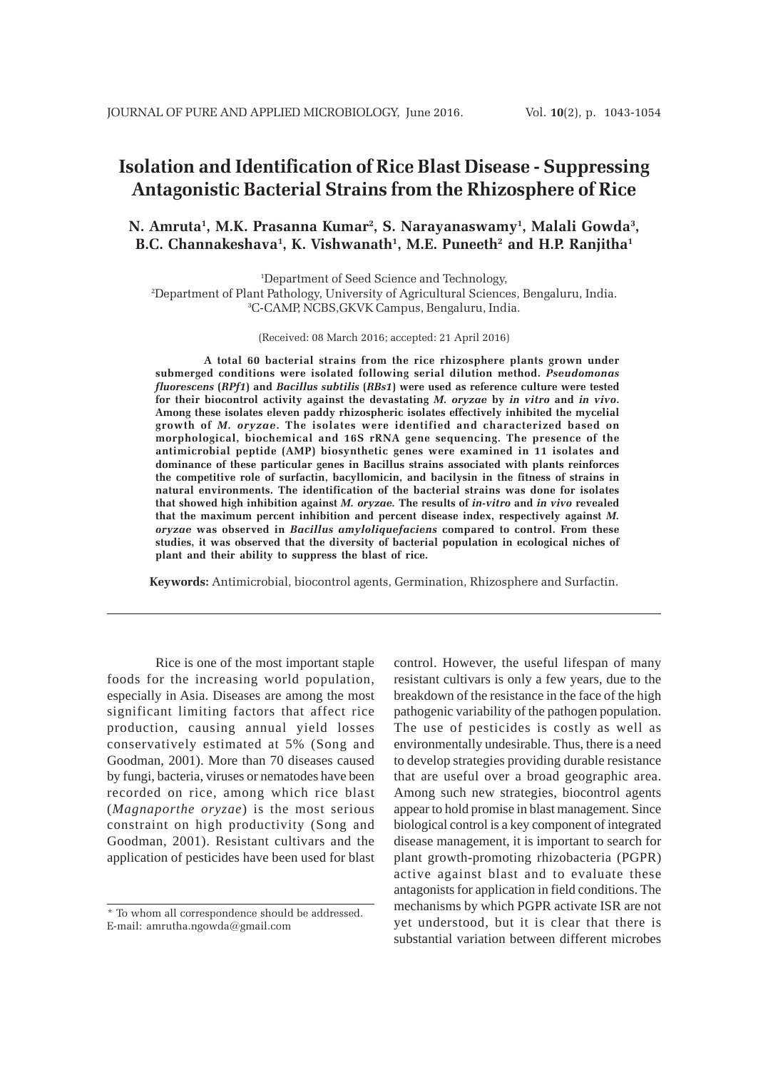# Isolation and Identification of Rice Blast Disease - Suppressing Antagonistic Bacterial Strains from the Rhizosphere of Rice

**N. Amruta[1], M.K. Prasanna Kumar[2], S. Narayanaswamy[1], Malali Gowda[3], B.C. Channakeshava[1], K. Vishwanath[1], M.E. Puneeth[2] and H.P. Ranjitha[1]**

[1]Department of Seed Science and Technology,
[2]Department of Plant Pathology, University of Agricultural Sciences, Bengaluru, India.
[3]C-CAMP, NCBS,GKVK Campus, Bengaluru, India.

(Received: 08 March 2016; accepted: 21 April 2016)

**A total 60 bacterial strains from the rice rhizosphere plants grown under submerged conditions were isolated following serial dilution method. *Pseudomonas fluorescens* (*RPf1*) and *Bacillus subtilis* (*RBs1*) were used as reference culture were tested for their biocontrol activity against the devastating *M. oryzae* by *in vitro* and *in vivo*. Among these isolates eleven paddy rhizospheric isolates effectively inhibited the mycelial growth of *M. oryzae*. The isolates were identified and characterized based on morphological, biochemical and 16S rRNA gene sequencing. The presence of the antimicrobial peptide (AMP) biosynthetic genes were examined in 11 isolates and dominance of these particular genes in Bacillus strains associated with plants reinforces the competitive role of surfactin, bacyllomicin, and bacilysin in the fitness of strains in natural environments. The identification of the bacterial strains was done for isolates that showed high inhibition against *M. oryzae.* The results of *in-vitro* and *in vivo* revealed that the maximum percent inhibition and percent disease index, respectively against *M. oryzae* was observed in *Bacillus amyloliquefaciens* compared to control. From these studies, it was observed that the diversity of bacterial population in ecological niches of plant and their ability to suppress the blast of rice.**

**Keywords:** Antimicrobial, biocontrol agents, Germination, Rhizosphere and Surfactin.

---

Rice is one of the most important staple foods for the increasing world population, especially in Asia. Diseases are among the most significant limiting factors that affect rice production, causing annual yield losses conservatively estimated at 5% (Song and Goodman, 2001). More than 70 diseases caused by fungi, bacteria, viruses or nematodes have been recorded on rice, among which rice blast (*Magnaporthe oryzae*) is the most serious constraint on high productivity (Song and Goodman, 2001). Resistant cultivars and the application of pesticides have been used for blast control. However, the useful lifespan of many resistant cultivars is only a few years, due to the breakdown of the resistance in the face of the high pathogenic variability of the pathogen population. The use of pesticides is costly as well as environmentally undesirable. Thus, there is a need to develop strategies providing durable resistance that are useful over a broad geographic area. Among such new strategies, biocontrol agents appear to hold promise in blast management. Since biological control is a key component of integrated disease management, it is important to search for plant growth-promoting rhizobacteria (PGPR) active against blast and to evaluate these antagonists for application in field conditions. The mechanisms by which PGPR activate ISR are not yet understood, but it is clear that there is substantial variation between different microbes

\* To whom all correspondence should be addressed.
E-mail: amrutha.ngowda@gmail.com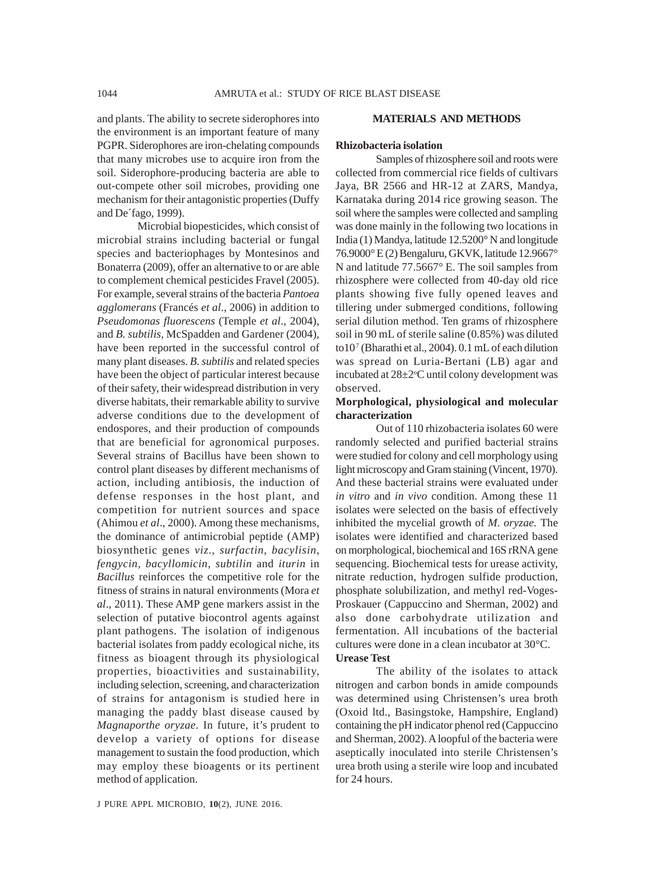and plants. The ability to secrete siderophores into the environment is an important feature of many PGPR. Siderophores are iron-chelating compounds that many microbes use to acquire iron from the soil. Siderophore-producing bacteria are able to out-compete other soil microbes, providing one mechanism for their antagonistic properties (Duffy and De´fago, 1999).

Microbial biopesticides, which consist of microbial strains including bacterial or fungal species and bacteriophages by Montesinos and Bonaterra (2009), offer an alternative to or are able to complement chemical pesticides Fravel (2005). For example, several strains of the bacteria *Pantoea agglomerans* (Francés *et al*., 2006) in addition to *Pseudomonas fluorescens* (Temple *et al*., 2004), and *B. subtilis*, McSpadden and Gardener (2004), have been reported in the successful control of many plant diseases. *B. subtilis* and related species have been the object of particular interest because of their safety, their widespread distribution in very diverse habitats, their remarkable ability to survive adverse conditions due to the development of endospores, and their production of compounds that are beneficial for agronomical purposes. Several strains of Bacillus have been shown to control plant diseases by different mechanisms of action, including antibiosis, the induction of defense responses in the host plant, and competition for nutrient sources and space (Ahimou *et al*., 2000). Among these mechanisms, the dominance of antimicrobial peptide (AMP) biosynthetic genes *viz*., *surfactin, bacylisin, fengycin, bacyllomicin, subtilin* and *iturin* in *Bacillus* reinforces the competitive role for the fitness of strains in natural environments (Mora *et al*., 2011). These AMP gene markers assist in the selection of putative biocontrol agents against plant pathogens. The isolation of indigenous bacterial isolates from paddy ecological niche, its fitness as bioagent through its physiological properties, bioactivities and sustainability, including selection, screening, and characterization of strains for antagonism is studied here in managing the paddy blast disease caused by *Magnaporthe oryzae*. In future, it's prudent to develop a variety of options for disease management to sustain the food production, which may employ these bioagents or its pertinent method of application.

## MATERIALS AND METHODS

### Rhizobacteria isolation

Samples of rhizosphere soil and roots were collected from commercial rice fields of cultivars Jaya, BR 2566 and HR-12 at ZARS, Mandya, Karnataka during 2014 rice growing season. The soil where the samples were collected and sampling was done mainly in the following two locations in India (1) Mandya, latitude 12.5200° N and longitude 76.9000° E (2) Bengaluru, GKVK, latitude 12.9667° N and latitude 77.5667° E. The soil samples from rhizosphere were collected from 40-day old rice plants showing five fully opened leaves and tillering under submerged conditions, following serial dilution method. Ten grams of rhizosphere soil in 90 mL of sterile saline (0.85%) was diluted to$10^7$ (Bharathi et al., 2004). 0.1 mL of each dilution was spread on Luria-Bertani (LB) agar and incubated at 28±2°C until colony development was observed.

### Morphological, physiological and molecular characterization

Out of 110 rhizobacteria isolates 60 were randomly selected and purified bacterial strains were studied for colony and cell morphology using light microscopy and Gram staining (Vincent, 1970). And these bacterial strains were evaluated under *in vitro* and *in vivo* condition. Among these 11 isolates were selected on the basis of effectively inhibited the mycelial growth of *M. oryzae.* The isolates were identified and characterized based on morphological, biochemical and 16S rRNA gene sequencing. Biochemical tests for urease activity, nitrate reduction, hydrogen sulfide production, phosphate solubilization, and methyl red-Voges-Proskauer (Cappuccino and Sherman, 2002) and also done carbohydrate utilization and fermentation. All incubations of the bacterial cultures were done in a clean incubator at 30°C.

### Urease Test

The ability of the isolates to attack nitrogen and carbon bonds in amide compounds was determined using Christensen's urea broth (Oxoid ltd., Basingstoke, Hampshire, England) containing the pH indicator phenol red (Cappuccino and Sherman, 2002). A loopful of the bacteria were aseptically inoculated into sterile Christensen's urea broth using a sterile wire loop and incubated for 24 hours.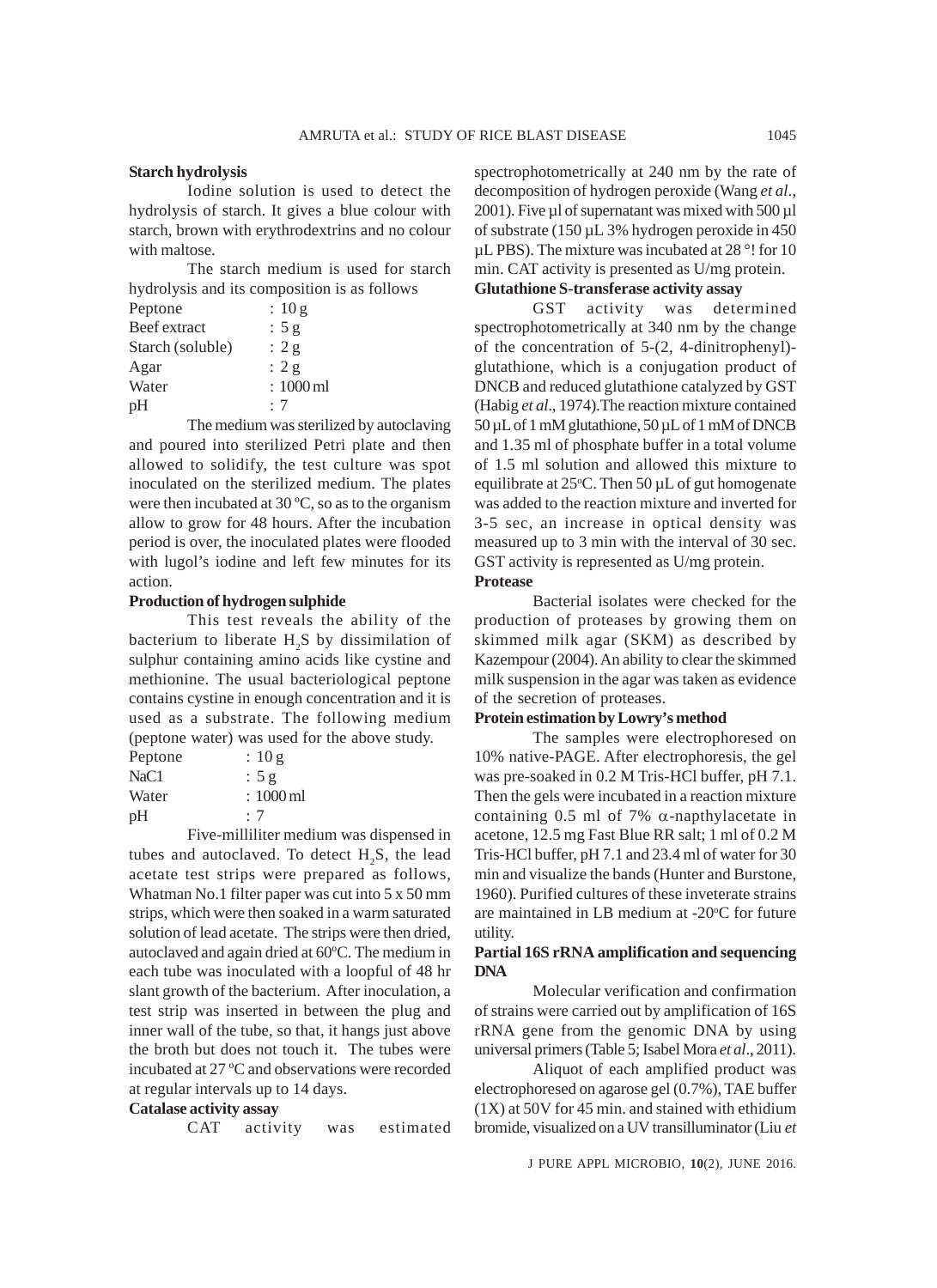### Starch hydrolysis

Iodine solution is used to detect the hydrolysis of starch. It gives a blue colour with starch, brown with erythrodextrins and no colour with maltose.

The starch medium is used for starch hydrolysis and its composition is as follows

| | |
|---|---|
| Peptone | : 10 g |
| Beef extract | : 5 g |
| Starch (soluble) | : 2 g |
| Agar | : 2 g |
| Water | : 1000 ml |
| pH | : 7 |

The medium was sterilized by autoclaving and poured into sterilized Petri plate and then allowed to solidify, the test culture was spot inoculated on the sterilized medium. The plates were then incubated at 30 ºC, so as to the organism allow to grow for 48 hours. After the incubation period is over, the inoculated plates were flooded with lugol's iodine and left few minutes for its action.

### Production of hydrogen sulphide

This test reveals the ability of the bacterium to liberate $H_2S$ by dissimilation of sulphur containing amino acids like cystine and methionine. The usual bacteriological peptone contains cystine in enough concentration and it is used as a substrate. The following medium (peptone water) was used for the above study.

| | |
|---|---|
| Peptone | : 10 g |
| NaC1 | : 5 g |
| Water | : 1000 ml |
| pH | : 7 |

Five-milliliter medium was dispensed in tubes and autoclaved. To detect $H_2S$, the lead acetate test strips were prepared as follows, Whatman No.1 filter paper was cut into 5 x 50 mm strips, which were then soaked in a warm saturated solution of lead acetate. The strips were then dried, autoclaved and again dried at 60ºC. The medium in each tube was inoculated with a loopful of 48 hr slant growth of the bacterium. After inoculation, a test strip was inserted in between the plug and inner wall of the tube, so that, it hangs just above the broth but does not touch it. The tubes were incubated at 27 ºC and observations were recorded at regular intervals up to 14 days.

### Catalase activity assay

CAT activity was estimated spectrophotometrically at 240 nm by the rate of decomposition of hydrogen peroxide (Wang *et al*., 2001). Five µl of supernatant was mixed with 500 µl of substrate (150 µL 3% hydrogen peroxide in 450 µL PBS). The mixture was incubated at 28 °! for 10 min. CAT activity is presented as U/mg protein.

### Glutathione S-transferase activity assay

GST activity was determined spectrophotometrically at 340 nm by the change of the concentration of 5-(2, 4-dinitrophenyl)-glutathione, which is a conjugation product of DNCB and reduced glutathione catalyzed by GST (Habig *et al*., 1974).The reaction mixture contained 50 µL of 1 mM glutathione, 50 µL of 1 mM of DNCB and 1.35 ml of phosphate buffer in a total volume of 1.5 ml solution and allowed this mixture to equilibrate at 25ºC. Then 50 µL of gut homogenate was added to the reaction mixture and inverted for 3-5 sec, an increase in optical density was measured up to 3 min with the interval of 30 sec. GST activity is represented as U/mg protein.

### Protease

Bacterial isolates were checked for the production of proteases by growing them on skimmed milk agar (SKM) as described by Kazempour (2004). An ability to clear the skimmed milk suspension in the agar was taken as evidence of the secretion of proteases.

### Protein estimation by Lowry's method

The samples were electrophoresed on 10% native-PAGE. After electrophoresis, the gel was pre-soaked in 0.2 M Tris-HCl buffer, pH 7.1. Then the gels were incubated in a reaction mixture containing 0.5 ml of 7% $\alpha$-napthylacetate in acetone, 12.5 mg Fast Blue RR salt; 1 ml of 0.2 M Tris-HCl buffer, pH 7.1 and 23.4 ml of water for 30 min and visualize the bands (Hunter and Burstone, 1960). Purified cultures of these inveterate strains are maintained in LB medium at -20ºC for future utility.

### Partial 16S rRNA amplification and sequencing DNA

Molecular verification and confirmation of strains were carried out by amplification of 16S rRNA gene from the genomic DNA by using universal primers (Table 5; Isabel Mora *et al*., 2011).

Aliquot of each amplified product was electrophoresed on agarose gel (0.7%), TAE buffer (1X) at 50V for 45 min. and stained with ethidium bromide, visualized on a UV transilluminator (Liu *et*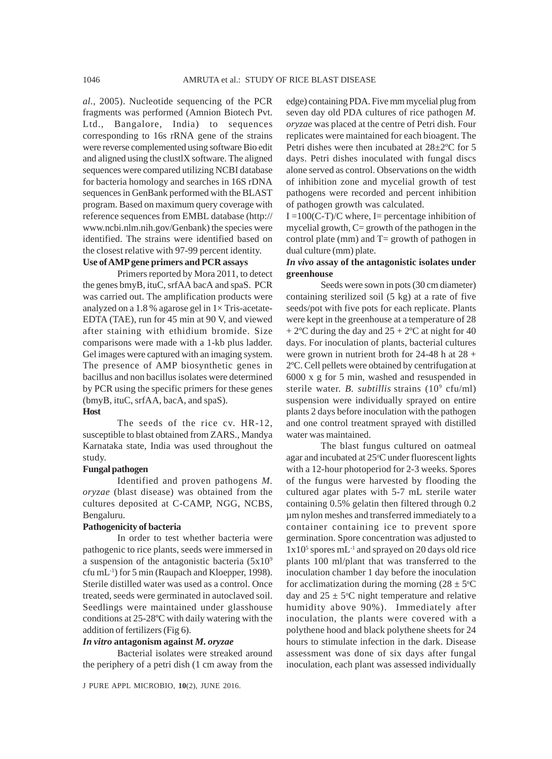*al.*, 2005). Nucleotide sequencing of the PCR fragments was performed (Amnion Biotech Pvt. Ltd., Bangalore, India) to sequences corresponding to 16s rRNA gene of the strains were reverse complemented using software Bio edit and aligned using the clustlX software. The aligned sequences were compared utilizing NCBI database for bacteria homology and searches in 16S rDNA sequences in GenBank performed with the BLAST program. Based on maximum query coverage with reference sequences from EMBL database (http://www.ncbi.nlm.nih.gov/Genbank) the species were identified. The strains were identified based on the closest relative with 97-99 percent identity.

**Use of AMP gene primers and PCR assays**

Primers reported by Mora 2011, to detect the genes bmyB, ituC, srfAA bacA and spaS. PCR was carried out. The amplification products were analyzed on a 1.8 % agarose gel in 1× Tris-acetate-EDTA (TAE), run for 45 min at 90 V, and viewed after staining with ethidium bromide. Size comparisons were made with a 1-kb plus ladder. Gel images were captured with an imaging system. The presence of AMP biosynthetic genes in bacillus and non bacillus isolates were determined by PCR using the specific primers for these genes (bmyB, ituC, srfAA, bacA, and spaS).

**Host**

The seeds of the rice cv. HR-12, susceptible to blast obtained from ZARS., Mandya Karnataka state, India was used throughout the study.

**Fungal pathogen**

Identified and proven pathogens *M. oryzae* (blast disease) was obtained from the cultures deposited at C-CAMP, NGG, NCBS, Bengaluru.

**Pathogenicity of bacteria**

In order to test whether bacteria were pathogenic to rice plants, seeds were immersed in a suspension of the antagonistic bacteria ($5x10^9$ cfu $mL^{-1}$) for 5 min (Raupach and Kloepper, 1998). Sterile distilled water was used as a control. Once treated, seeds were germinated in autoclaved soil. Seedlings were maintained under glasshouse conditions at 25-28ºC with daily watering with the addition of fertilizers (Fig 6).

***In vitro* antagonism against *M. oryzae***

Bacterial isolates were streaked around the periphery of a petri dish (1 cm away from the edge) containing PDA. Five mm mycelial plug from seven day old PDA cultures of rice pathogen *M. oryzae* was placed at the centre of Petri dish. Four replicates were maintained for each bioagent. The Petri dishes were then incubated at 28±2ºC for 5 days. Petri dishes inoculated with fungal discs alone served as control. Observations on the width of inhibition zone and mycelial growth of test pathogens were recorded and percent inhibition of pathogen growth was calculated.

$I = 100(C-T)/C$ where, I= percentage inhibition of mycelial growth, C= growth of the pathogen in the control plate (mm) and T= growth of pathogen in dual culture (mm) plate.

***In vivo* assay of the antagonistic isolates under greenhouse**

Seeds were sown in pots (30 cm diameter) containing sterilized soil (5 kg) at a rate of five seeds/pot with five pots for each replicate. Plants were kept in the greenhouse at a temperature of 28 + 2ºC during the day and 25 + 2ºC at night for 40 days. For inoculation of plants, bacterial cultures were grown in nutrient broth for 24-48 h at 28 + 2ºC. Cell pellets were obtained by centrifugation at 6000 x g for 5 min, washed and resuspended in sterile water. *B. subtillis* strains ($10^9$ cfu/ml) suspension were individually sprayed on entire plants 2 days before inoculation with the pathogen and one control treatment sprayed with distilled water was maintained.

The blast fungus cultured on oatmeal agar and incubated at 25ºC under fluorescent lights with a 12-hour photoperiod for 2-3 weeks. Spores of the fungus were harvested by flooding the cultured agar plates with 5-7 mL sterile water containing 0.5% gelatin then filtered through 0.2 µm nylon meshes and transferred immediately to a container containing ice to prevent spore germination. Spore concentration was adjusted to $1x10^5$ spores $mL^{-1}$ and sprayed on 20 days old rice plants 100 ml/plant that was transferred to the inoculation chamber 1 day before the inoculation for acclimatization during the morning (28 ± 5ºC day and 25 ± 5ºC night temperature and relative humidity above 90%). Immediately after inoculation, the plants were covered with a polythene hood and black polythene sheets for 24 hours to stimulate infection in the dark. Disease assessment was done of six days after fungal inoculation, each plant was assessed individually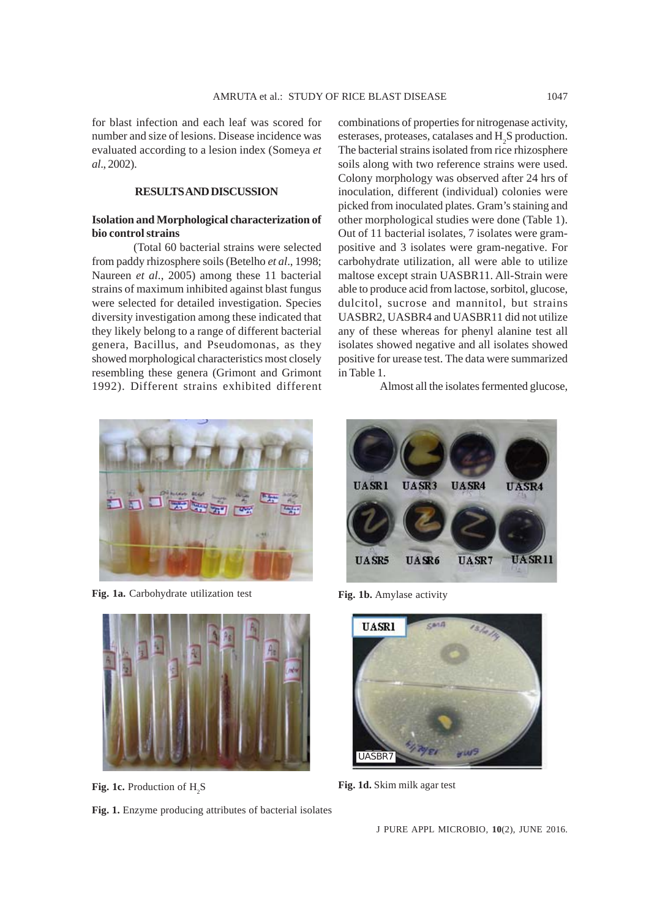for blast infection and each leaf was scored for number and size of lesions. Disease incidence was evaluated according to a lesion index (Someya *et al*., 2002).

## RESULTS AND DISCUSSION

### Isolation and Morphological characterization of bio control strains

(Total 60 bacterial strains were selected from paddy rhizosphere soils (Betelho *et al*., 1998; Naureen *et al*., 2005) among these 11 bacterial strains of maximum inhibited against blast fungus were selected for detailed investigation. Species diversity investigation among these indicated that they likely belong to a range of different bacterial genera, Bacillus, and Pseudomonas, as they showed morphological characteristics most closely resembling these genera (Grimont and Grimont 1992). Different strains exhibited different combinations of properties for nitrogenase activity, esterases, proteases, catalases and $H_2S$ production. The bacterial strains isolated from rice rhizosphere soils along with two reference strains were used. Colony morphology was observed after 24 hrs of inoculation, different (individual) colonies were picked from inoculated plates. Gram's staining and other morphological studies were done (Table 1). Out of 11 bacterial isolates, 7 isolates were gram-positive and 3 isolates were gram-negative. For carbohydrate utilization, all were able to utilize maltose except strain UASBR11. All-Strain were able to produce acid from lactose, sorbitol, glucose, dulcitol, sucrose and mannitol, but strains UASBR2, UASBR4 and UASBR11 did not utilize any of these whereas for phenyl alanine test all isolates showed negative and all isolates showed positive for urease test. The data were summarized in Table 1.

Almost all the isolates fermented glucose,

**Fig. 1a.** Carbohydrate utilization test

**Fig. 1b.** Amylase activity

**Fig. 1c.** Production of $H_2S$

**Fig. 1d.** Skim milk agar test

**Fig. 1.** Enzyme producing attributes of bacterial isolates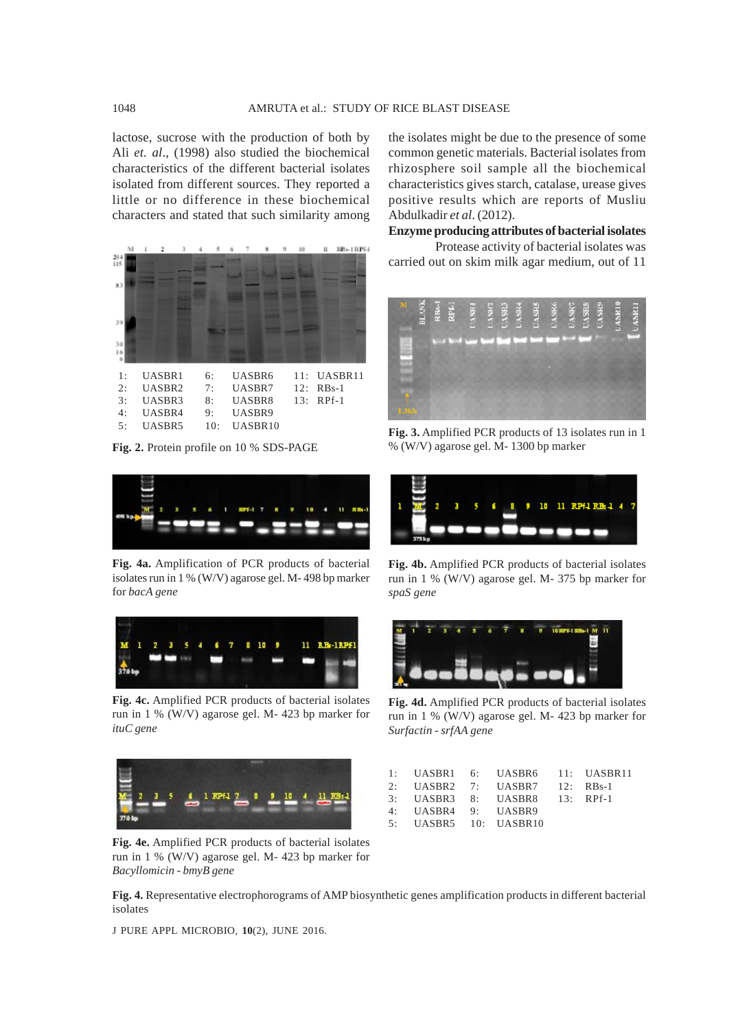lactose, sucrose with the production of both by Ali *et. al*., (1998) also studied the biochemical characteristics of the different bacterial isolates isolated from different sources. They reported a little or no difference in these biochemical characters and stated that such similarity among the isolates might be due to the presence of some common genetic materials. Bacterial isolates from rhizosphere soil sample all the biochemical characteristics gives starch, catalase, urease gives positive results which are reports of Musliu Abdulkadir *et al*. (2012).

### Enzyme producing attributes of bacterial isolates

Protease activity of bacterial isolates was carried out on skim milk agar medium, out of 11

| | | | | | |
|---|---|---|---|---|---|
| 1: | UASBR1 | 6: | UASBR6 | 11: | UASBR11 |
| 2: | UASBR2 | 7: | UASBR7 | 12: | RBs-1 |
| 3: | UASBR3 | 8: | UASBR8 | 13: | RPf-1 |
| 4: | UASBR4 | 9: | UASBR9 | | |
| 5: | UASBR5 | 10: | UASBR10 | | |

**Fig. 2.** Protein profile on 10 % SDS-PAGE

**Fig. 3.** Amplified PCR products of 13 isolates run in 1 % (W/V) agarose gel. M- 1300 bp marker

**Fig. 4a.** Amplification of PCR products of bacterial isolates run in 1 % (W/V) agarose gel. M- 498 bp marker for *bacA gene*

**Fig. 4b.** Amplified PCR products of bacterial isolates run in 1 % (W/V) agarose gel. M- 375 bp marker for *spaS gene*

**Fig. 4c.** Amplified PCR products of bacterial isolates run in 1 % (W/V) agarose gel. M- 423 bp marker for *ituC gene*

**Fig. 4d.** Amplified PCR products of bacterial isolates run in 1 % (W/V) agarose gel. M- 423 bp marker for *Surfactin - srfAA gene*

**Fig. 4e.** Amplified PCR products of bacterial isolates run in 1 % (W/V) agarose gel. M- 423 bp marker for *Bacyllomicin - bmyB gene*

| | | | | | |
|---|---|---|---|---|---|
| 1: | UASBR1 | 6: | UASBR6 | 11: | UASBR11 |
| 2: | UASBR2 | 7: | UASBR7 | 12: | RBs-1 |
| 3: | UASBR3 | 8: | UASBR8 | 13: | RPf-1 |
| 4: | UASBR4 | 9: | UASBR9 | | |
| 5: | UASBR5 | 10: | UASBR10 | | |

**Fig. 4.** Representative electrophorograms of AMP biosynthetic genes amplification products in different bacterial isolates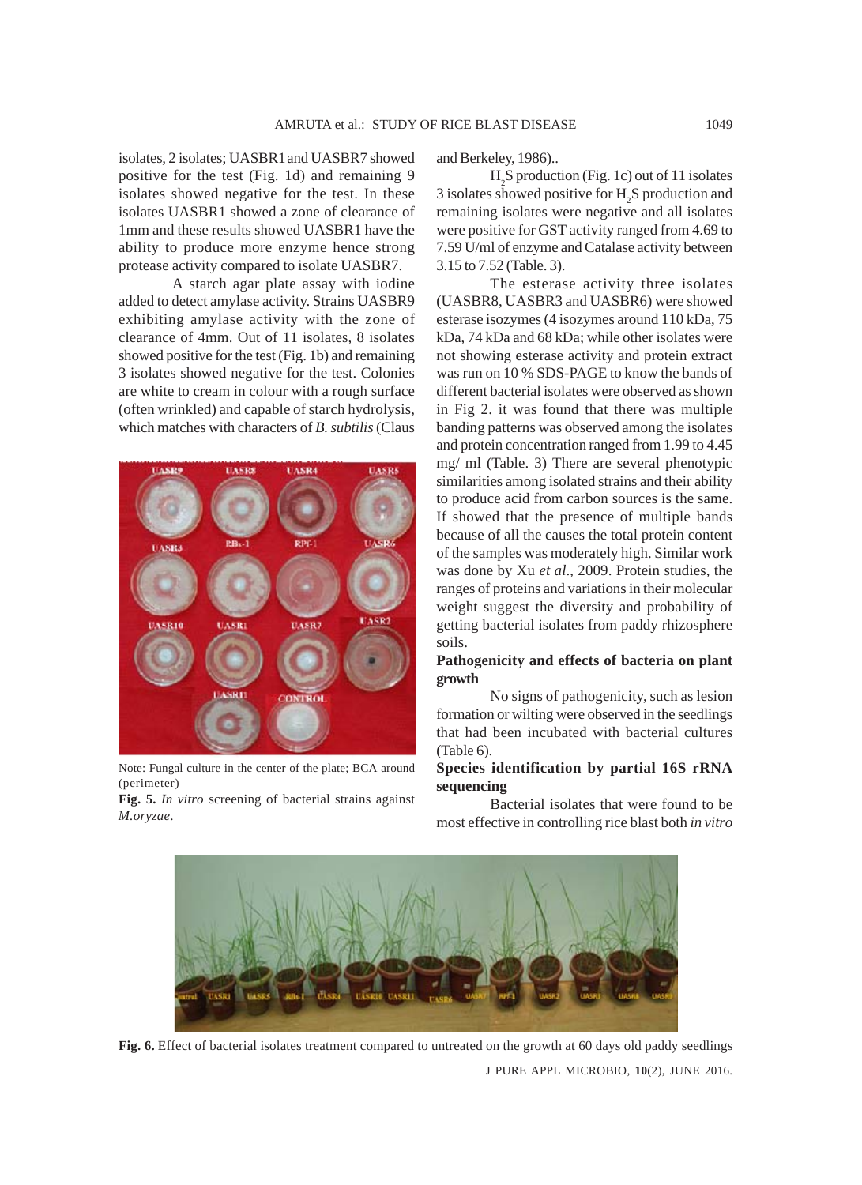isolates, 2 isolates; UASBR1 and UASBR7 showed positive for the test (Fig. 1d) and remaining 9 isolates showed negative for the test. In these isolates UASBR1 showed a zone of clearance of 1mm and these results showed UASBR1 have the ability to produce more enzyme hence strong protease activity compared to isolate UASBR7.

A starch agar plate assay with iodine added to detect amylase activity. Strains UASBR9 exhibiting amylase activity with the zone of clearance of 4mm. Out of 11 isolates, 8 isolates showed positive for the test (Fig. 1b) and remaining 3 isolates showed negative for the test. Colonies are white to cream in colour with a rough surface (often wrinkled) and capable of starch hydrolysis, which matches with characters of *B. subtilis* (Claus and Berkeley, 1986)..

Note: Fungal culture in the center of the plate; BCA around (perimeter)

**Fig. 5.** *In vitro* screening of bacterial strains against *M.oryzae*.

$H_2S$ production (Fig. 1c) out of 11 isolates 3 isolates showed positive for $H_2S$ production and remaining isolates were negative and all isolates were positive for GST activity ranged from 4.69 to 7.59 U/ml of enzyme and Catalase activity between 3.15 to 7.52 (Table. 3).

The esterase activity three isolates (UASBR8, UASBR3 and UASBR6) were showed esterase isozymes (4 isozymes around 110 kDa, 75 kDa, 74 kDa and 68 kDa; while other isolates were not showing esterase activity and protein extract was run on 10 % SDS-PAGE to know the bands of different bacterial isolates were observed as shown in Fig 2. it was found that there was multiple banding patterns was observed among the isolates and protein concentration ranged from 1.99 to 4.45 mg/ ml (Table. 3) There are several phenotypic similarities among isolated strains and their ability to produce acid from carbon sources is the same. If showed that the presence of multiple bands because of all the causes the total protein content of the samples was moderately high. Similar work was done by Xu *et al*., 2009. Protein studies, the ranges of proteins and variations in their molecular weight suggest the diversity and probability of getting bacterial isolates from paddy rhizosphere soils.

**Pathogenicity and effects of bacteria on plant growth**

No signs of pathogenicity, such as lesion formation or wilting were observed in the seedlings that had been incubated with bacterial cultures (Table 6).

**Species identification by partial 16S rRNA sequencing**

Bacterial isolates that were found to be most effective in controlling rice blast both *in vitro*

**Fig. 6.** Effect of bacterial isolates treatment compared to untreated on the growth at 60 days old paddy seedlings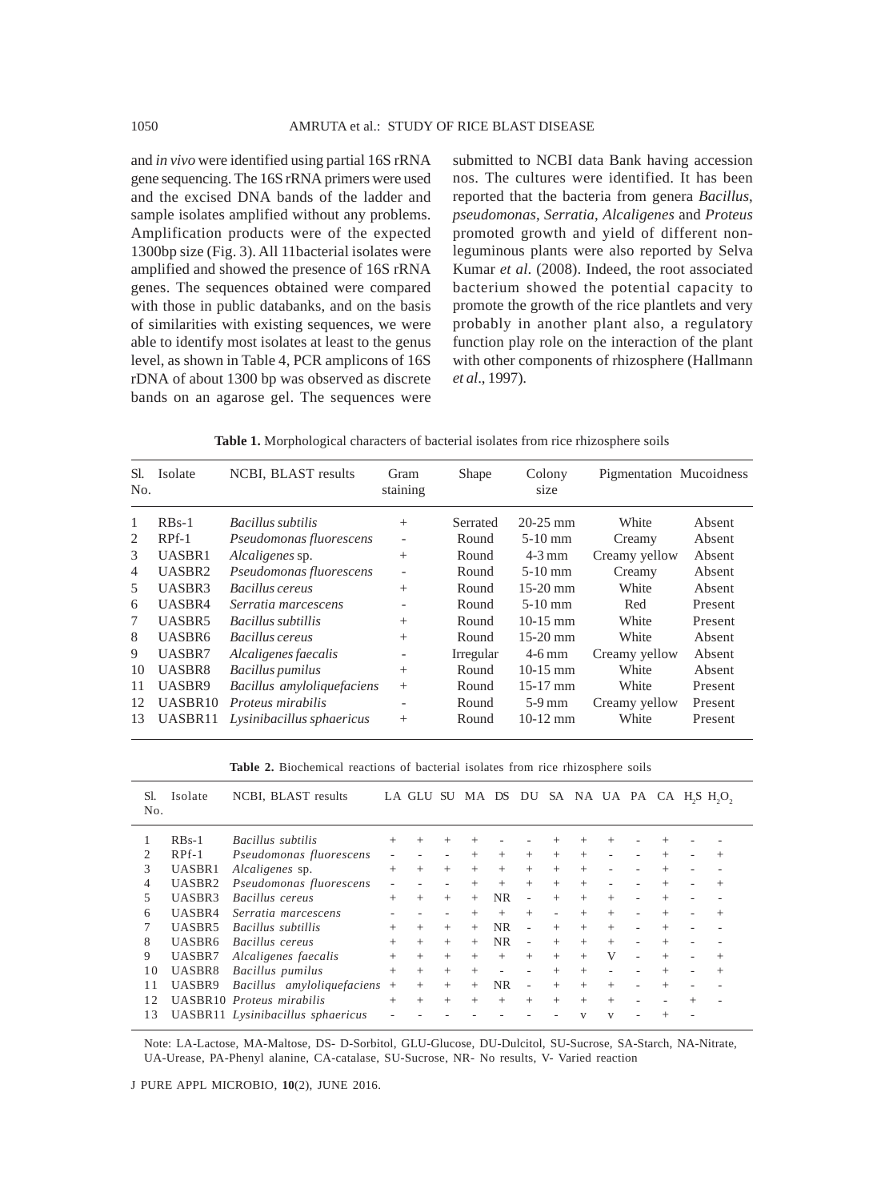and *in vivo* were identified using partial 16S rRNA gene sequencing. The 16S rRNA primers were used and the excised DNA bands of the ladder and sample isolates amplified without any problems. Amplification products were of the expected 1300bp size (Fig. 3). All 11bacterial isolates were amplified and showed the presence of 16S rRNA genes. The sequences obtained were compared with those in public databanks, and on the basis of similarities with existing sequences, we were able to identify most isolates at least to the genus level, as shown in Table 4, PCR amplicons of 16S rDNA of about 1300 bp was observed as discrete bands on an agarose gel. The sequences were submitted to NCBI data Bank having accession nos. The cultures were identified. It has been reported that the bacteria from genera *Bacillus*, *pseudomonas*, *Serratia*, *Alcaligenes* and *Proteus* promoted growth and yield of different non-leguminous plants were also reported by Selva Kumar *et al*. (2008). Indeed, the root associated bacterium showed the potential capacity to promote the growth of the rice plantlets and very probably in another plant also, a regulatory function play role on the interaction of the plant with other components of rhizosphere (Hallmann *et al*., 1997).

**Table 1.** Morphological characters of bacterial isolates from rice rhizosphere soils

| Sl. No. | Isolate | NCBI, BLAST results | Gram staining | Shape | Colony size | Pigmentation | Mucoidness |
|---|---|---|---|---|---|---|---|
| 1 | RBs-1 | *Bacillus subtilis* | + | Serrated | 20-25 mm | White | Absent |
| 2 | RPf-1 | *Pseudomonas fluorescens* | - | Round | 5-10 mm | Creamy | Absent |
| 3 | UASBR1 | *Alcaligenes* sp. | + | Round | 4-3 mm | Creamy yellow | Absent |
| 4 | UASBR2 | *Pseudomonas fluorescens* | - | Round | 5-10 mm | Creamy | Absent |
| 5 | UASBR3 | *Bacillus cereus* | + | Round | 15-20 mm | White | Absent |
| 6 | UASBR4 | *Serratia marcescens* | - | Round | 5-10 mm | Red | Present |
| 7 | UASBR5 | *Bacillus subtillis* | + | Round | 10-15 mm | White | Present |
| 8 | UASBR6 | *Bacillus cereus* | + | Round | 15-20 mm | White | Absent |
| 9 | UASBR7 | *Alcaligenes faecalis* | - | Irregular | 4-6 mm | Creamy yellow | Absent |
| 10 | UASBR8 | *Bacillus pumilus* | + | Round | 10-15 mm | White | Absent |
| 11 | UASBR9 | *Bacillus amyloliquefaciens* | + | Round | 15-17 mm | White | Present |
| 12 | UASBR10 | *Proteus mirabilis* | - | Round | 5-9 mm | Creamy yellow | Present |
| 13 | UASBR11 | *Lysinibacillus sphaericus* | + | Round | 10-12 mm | White | Present |

**Table 2.** Biochemical reactions of bacterial isolates from rice rhizosphere soils

| Sl. No. | Isolate | NCBI, BLAST results | LA | GLU | SU | MA | DS | DU | SA | NA | UA | PA | CA | $H_2S$ | $H_2O_2$ |
|---|---|---|---|---|---|---|---|---|---|---|---|---|---|---|---|
| 1 | RBs-1 | *Bacillus subtilis* | + | + | + | + | - | - | + | + | + | - | + | - | - |
| 2 | RPf-1 | *Pseudomonas fluorescens* | - | - | - | + | + | + | + | + | - | - | + | - | + |
| 3 | UASBR1 | *Alcaligenes* sp. | + | + | + | + | + | + | + | + | - | - | + | - | - |
| 4 | UASBR2 | *Pseudomonas fluorescens* | - | - | - | + | + | + | + | + | - | - | + | - | + |
| 5 | UASBR3 | *Bacillus cereus* | + | + | + | + | NR | - | + | + | + | - | + | - | - |
| 6 | UASBR4 | *Serratia marcescens* | - | - | - | + | + | + | - | + | + | - | + | - | + |
| 7 | UASBR5 | *Bacillus subtillis* | + | + | + | + | NR | - | + | + | + | - | + | - | - |
| 8 | UASBR6 | *Bacillus cereus* | + | + | + | + | NR | - | + | + | + | - | + | - | - |
| 9 | UASBR7 | *Alcaligenes faecalis* | + | + | + | + | + | + | + | + | V | - | + | - | + |
| 10 | UASBR8 | *Bacillus pumilus* | + | + | + | + | - | - | + | + | - | - | + | - | + |
| 11 | UASBR9 | *Bacillus amyloliquefaciens* | + | + | + | + | NR | - | + | + | + | - | + | - | - |
| 12 | UASBR10 | *Proteus mirabilis* | + | + | + | + | + | + | + | + | + | - | - | + | - |
| 13 | UASBR11 | *Lysinibacillus sphaericus* | - | - | - | - | - | - | - | v | v | - | + | - | |

Note: LA-Lactose, MA-Maltose, DS- D-Sorbitol, GLU-Glucose, DU-Dulcitol, SU-Sucrose, SA-Starch, NA-Nitrate, UA-Urease, PA-Phenyl alanine, CA-catalase, SU-Sucrose, NR- No results, V- Varied reaction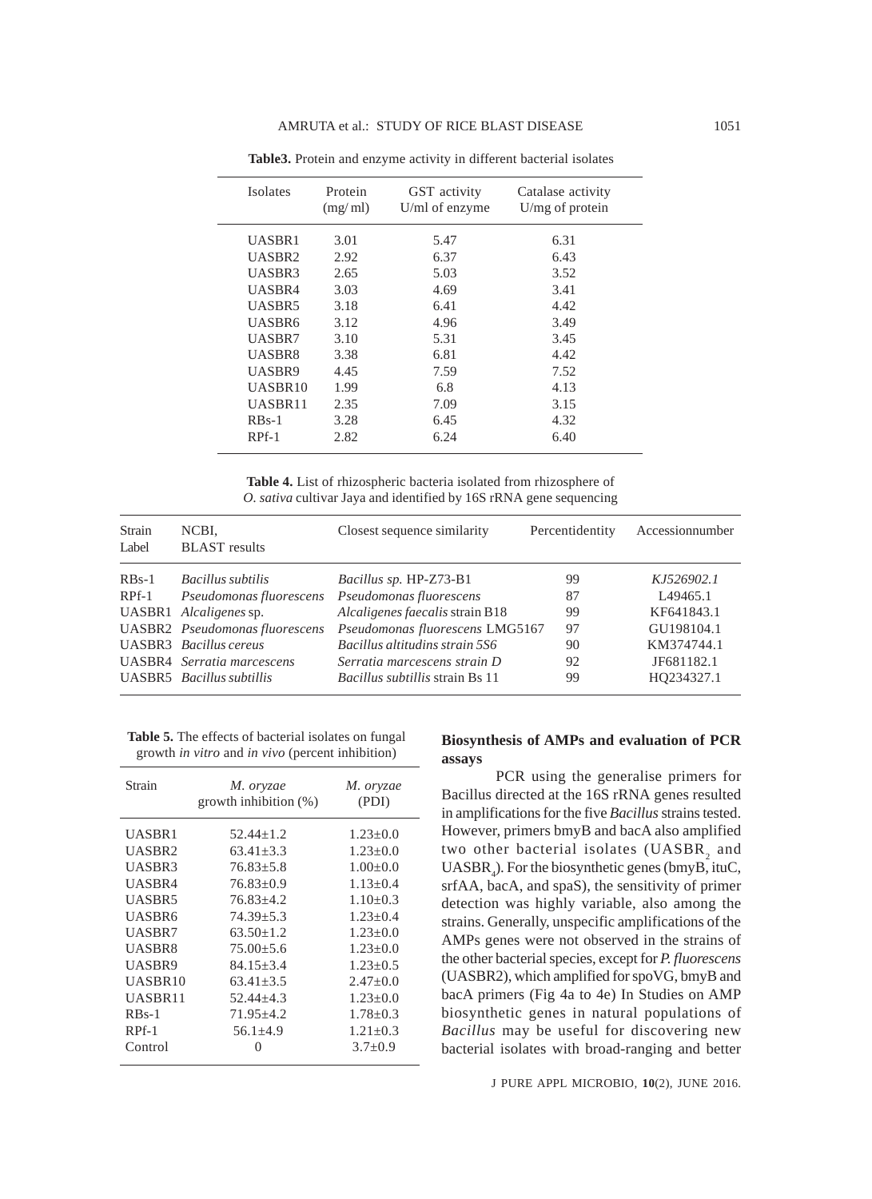**Table3.** Protein and enzyme activity in different bacterial isolates

| Isolates | Protein (mg/ ml) | GST activity U/ml of enzyme | Catalase activity U/mg of protein |
|---|---|---|---|
| UASBR1 | 3.01 | 5.47 | 6.31 |
| UASBR2 | 2.92 | 6.37 | 6.43 |
| UASBR3 | 2.65 | 5.03 | 3.52 |
| UASBR4 | 3.03 | 4.69 | 3.41 |
| UASBR5 | 3.18 | 6.41 | 4.42 |
| UASBR6 | 3.12 | 4.96 | 3.49 |
| UASBR7 | 3.10 | 5.31 | 3.45 |
| UASBR8 | 3.38 | 6.81 | 4.42 |
| UASBR9 | 4.45 | 7.59 | 7.52 |
| UASBR10 | 1.99 | 6.8 | 4.13 |
| UASBR11 | 2.35 | 7.09 | 3.15 |
| RBs-1 | 3.28 | 6.45 | 4.32 |
| RPf-1 | 2.82 | 6.24 | 6.40 |

**Table 4.** List of rhizospheric bacteria isolated from rhizosphere of *O. sativa* cultivar Jaya and identified by 16S rRNA gene sequencing

| Strain Label | NCBI, BLAST results | Closest sequence similarity | Percentidentity | Accessionnumber |
|---|---|---|---|---|
| RBs-1 | *Bacillus subtilis* | *Bacillus sp.* HP-Z73-B1 | 99 | *KJ526902.1* |
| RPf-1 | *Pseudomonas fluorescens* | *Pseudomonas fluorescens* | 87 | L49465.1 |
| UASBR1 | *Alcaligenes* sp. | *Alcaligenes faecalis* strain B18 | 99 | KF641843.1 |
| UASBR2 | *Pseudomonas fluorescens* | *Pseudomonas fluorescens* LMG5167 | 97 | GU198104.1 |
| UASBR3 | *Bacillus cereus* | *Bacillus altitudins strain 5S6* | 90 | KM374744.1 |
| UASBR4 | *Serratia marcescens* | *Serratia marcescens strain D* | 92 | JF681182.1 |
| UASBR5 | *Bacillus subtillis* | *Bacillus subtillis* strain Bs 11 | 99 | HQ234327.1 |

**Table 5.** The effects of bacterial isolates on fungal growth *in vitro* and *in vivo* (percent inhibition)

| Strain | *M. oryzae* growth inhibition (%) | *M. oryzae* (PDI) |
|---|---|---|
| UASBR1 | 52.44±1.2 | 1.23±0.0 |
| UASBR2 | 63.41±3.3 | 1.23±0.0 |
| UASBR3 | 76.83±5.8 | 1.00±0.0 |
| UASBR4 | 76.83±0.9 | 1.13±0.4 |
| UASBR5 | 76.83±4.2 | 1.10±0.3 |
| UASBR6 | 74.39±5.3 | 1.23±0.4 |
| UASBR7 | 63.50±1.2 | 1.23±0.0 |
| UASBR8 | 75.00±5.6 | 1.23±0.0 |
| UASBR9 | 84.15±3.4 | 1.23±0.5 |
| UASBR10 | 63.41±3.5 | 2.47±0.0 |
| UASBR11 | 52.44±4.3 | 1.23±0.0 |
| RBs-1 | 71.95±4.2 | 1.78±0.3 |
| RPf-1 | 56.1±4.9 | 1.21±0.3 |
| Control | 0 | 3.7±0.9 |

**Biosynthesis of AMPs and evaluation of PCR assays**

PCR using the generalise primers for Bacillus directed at the 16S rRNA genes resulted in amplifications for the five *Bacillus* strains tested. However, primers bmyB and bacA also amplified two other bacterial isolates ($UASBR_2$ and $UASBR_4$). For the biosynthetic genes (bmyB, ituC, srfAA, bacA, and spaS), the sensitivity of primer detection was highly variable, also among the strains. Generally, unspecific amplifications of the AMPs genes were not observed in the strains of the other bacterial species, except for *P. fluorescens* (UASBR2), which amplified for spoVG, bmyB and bacA primers (Fig 4a to 4e) In Studies on AMP biosynthetic genes in natural populations of *Bacillus* may be useful for discovering new bacterial isolates with broad-ranging and better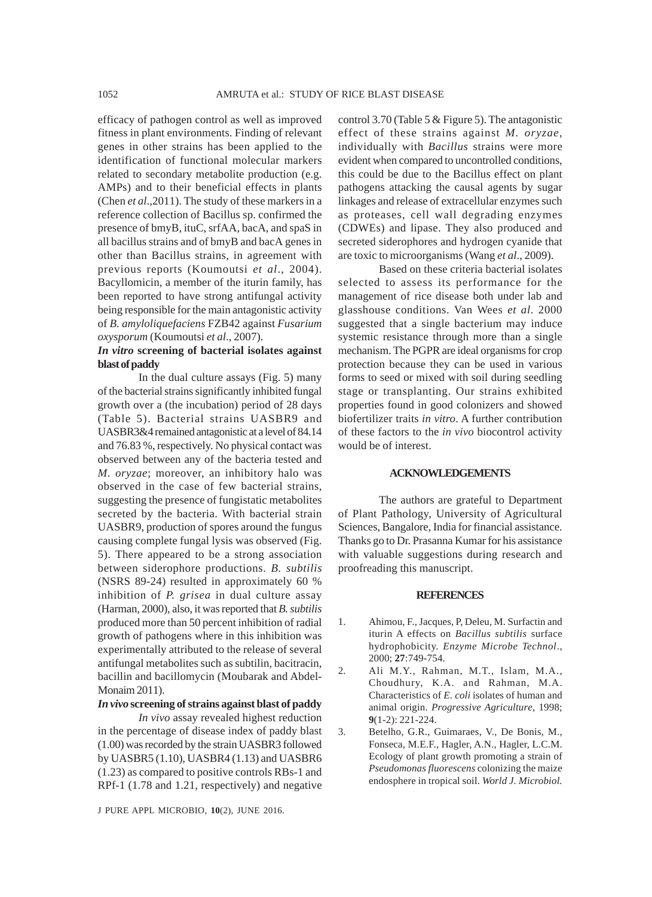efficacy of pathogen control as well as improved fitness in plant environments. Finding of relevant genes in other strains has been applied to the identification of functional molecular markers related to secondary metabolite production (e.g. AMPs) and to their beneficial effects in plants (Chen *et al*.,2011). The study of these markers in a reference collection of Bacillus sp. confirmed the presence of bmyB, ituC, srfAA, bacA, and spaS in all bacillus strains and of bmyB and bacA genes in other than Bacillus strains, in agreement with previous reports (Koumoutsi *et al.,* 2004). Bacyllomicin, a member of the iturin family, has been reported to have strong antifungal activity being responsible for the main antagonistic activity of *B. amyloliquefaciens* FZB42 against *Fusarium oxysporum* (Koumoutsi *et al*., 2007).

### *In vitro* screening of bacterial isolates against blast of paddy

In the dual culture assays (Fig. 5) many of the bacterial strains significantly inhibited fungal growth over a (the incubation) period of 28 days (Table 5). Bacterial strains UASBR9 and UASBR3&4 remained antagonistic at a level of 84.14 and 76.83 %, respectively. No physical contact was observed between any of the bacteria tested and *M. oryzae*; moreover, an inhibitory halo was observed in the case of few bacterial strains, suggesting the presence of fungistatic metabolites secreted by the bacteria. With bacterial strain UASBR9, production of spores around the fungus causing complete fungal lysis was observed (Fig. 5). There appeared to be a strong association between siderophore productions. *B. subtilis* (NSRS 89-24) resulted in approximately 60 % inhibition of *P. grisea* in dual culture assay (Harman, 2000), also, it was reported that *B. subtilis* produced more than 50 percent inhibition of radial growth of pathogens where in this inhibition was experimentally attributed to the release of several antifungal metabolites such as subtilin, bacitracin, bacillin and bacillomycin (Moubarak and Abdel-Monaim 2011).

### *In vivo* screening of strains against blast of paddy

*In vivo* assay revealed highest reduction in the percentage of disease index of paddy blast (1.00) was recorded by the strain UASBR3 followed by UASBR5 (1.10), UASBR4 (1.13) and UASBR6 (1.23) as compared to positive controls RBs-1 and RPf-1 (1.78 and 1.21, respectively) and negative control 3.70 (Table 5 & Figure 5). The antagonistic effect of these strains against *M. oryzae*, individually with *Bacillus* strains were more evident when compared to uncontrolled conditions, this could be due to the Bacillus effect on plant pathogens attacking the causal agents by sugar linkages and release of extracellular enzymes such as proteases, cell wall degrading enzymes (CDWEs) and lipase. They also produced and secreted siderophores and hydrogen cyanide that are toxic to microorganisms (Wang *et al.,* 2009).

Based on these criteria bacterial isolates selected to assess its performance for the management of rice disease both under lab and glasshouse conditions. Van Wees *et al*. 2000 suggested that a single bacterium may induce systemic resistance through more than a single mechanism. The PGPR are ideal organisms for crop protection because they can be used in various forms to seed or mixed with soil during seedling stage or transplanting. Our strains exhibited properties found in good colonizers and showed biofertilizer traits *in vitro*. A further contribution of these factors to the *in vivo* biocontrol activity would be of interest.

## ACKNOWLEDGEMENTS

The authors are grateful to Department of Plant Pathology, University of Agricultural Sciences, Bangalore, India for financial assistance. Thanks go to Dr. Prasanna Kumar for his assistance with valuable suggestions during research and proofreading this manuscript.

## REFERENCES

1. Ahimou, F., Jacques, P, Deleu, M. Surfactin and iturin A effects on *Bacillus subtilis* surface hydrophobicity. *Enzyme Microbe Technol*., 2000; **27**:749-754.
2. Ali M.Y., Rahman, M.T., Islam, M.A., Choudhury, K.A. and Rahman, M.A. Characteristics of *E. coli* isolates of human and animal origin. *Progressive Agriculture*, 1998; **9**(1-2): 221-224.
3. Betelho, G.R., Guimaraes, V., De Bonis, M., Fonseca, M.E.F., Hagler, A.N., Hagler, L.C.M. Ecology of plant growth promoting a strain of *Pseudomonas fluorescens* colonizing the maize endosphere in tropical soil. *World J. Microbiol.*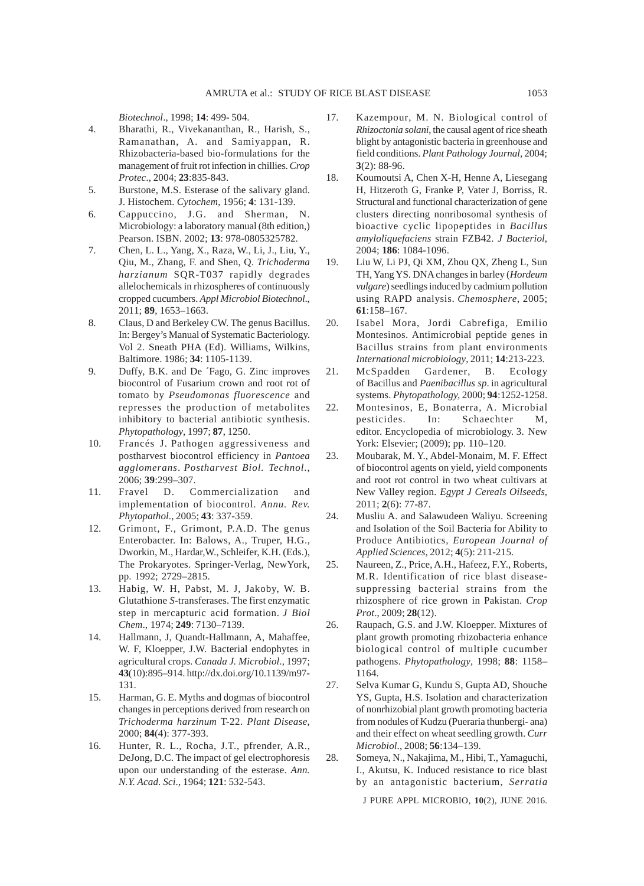*Biotechnol*., 1998; **14**: 499- 504.

4. Bharathi, R., Vivekananthan, R., Harish, S., Ramanathan, A. and Samiyappan, R. Rhizobacteria-based bio-formulations for the management of fruit rot infection in chillies. *Crop Protec*., 2004; **23**:835-843.
5. Burstone, M.S. Esterase of the salivary gland. J. Histochem. *Cytochem*, 1956; **4**: 131-139.
6. Cappuccino, J.G. and Sherman, N. Microbiology: a laboratory manual (8th edition,) Pearson. ISBN. 2002; **13**: 978-0805325782.
7. Chen, L. L., Yang, X., Raza, W., Li, J., Liu, Y., Qiu, M., Zhang, F. and Shen, Q. *Trichoderma harzianum* SQR-T037 rapidly degrades allelochemicals in rhizospheres of continuously cropped cucumbers. *Appl Microbiol Biotechnol*., 2011; **89**, 1653–1663.
8. Claus, D and Berkeley CW. The genus Bacillus. In: Bergey's Manual of Systematic Bacteriology. Vol 2. Sneath PHA (Ed). Williams, Wilkins, Baltimore. 1986; **34**: 1105-1139.
9. Duffy, B.K. and De ´Fago, G. Zinc improves biocontrol of Fusarium crown and root rot of tomato by *Pseudomonas fluorescence* and represses the production of metabolites inhibitory to bacterial antibiotic synthesis. *Phytopathology*, 1997; **87**, 1250.
10. Francés J. Pathogen aggressiveness and postharvest biocontrol efficiency in *Pantoea agglomerans*. *Postharvest Biol. Technol*., 2006; **39**:299–307.
11. Fravel D. Commercialization and implementation of biocontrol. *Annu. Rev. Phytopathol*., 2005; **43**: 337-359.
12. Grimont, F., Grimont, P.A.D. The genus Enterobacter. In: Balows, A., Truper, H.G., Dworkin, M., Hardar,W., Schleifer, K.H. (Eds.), The Prokaryotes. Springer-Verlag, NewYork, pp. 1992; 2729–2815.
13. Habig, W. H, Pabst, M. J, Jakoby, W. B. Glutathione *S*-transferases. The first enzymatic step in mercapturic acid formation. *J Biol Chem*., 1974; **249**: 7130–7139.
14. Hallmann, J, Quandt-Hallmann, A, Mahaffee, W. F, Kloepper, J.W. Bacterial endophytes in agricultural crops. *Canada J. Microbiol*., 1997; **43**(10):895–914. http://dx.doi.org/10.1139/m97-131.
15. Harman, G. E. Myths and dogmas of biocontrol changes in perceptions derived from research on *Trichoderma harzinum* T-22. *Plant Disease*, 2000; **84**(4): 377-393.
16. Hunter, R. L., Rocha, J.T., pfrender, A.R., DeJong, D.C. The impact of gel electrophoresis upon our understanding of the esterase. *Ann. N.Y. Acad. Sci*., 1964; **121**: 532-543.
17. Kazempour, M. N. Biological control of *Rhizoctonia solani*, the causal agent of rice sheath blight by antagonistic bacteria in greenhouse and field conditions. *Plant Pathology Journal*, 2004; **3**(2): 88-96.
18. Koumoutsi A, Chen X-H, Henne A, Liesegang H, Hitzeroth G, Franke P, Vater J, Borriss, R. Structural and functional characterization of gene clusters directing nonribosomal synthesis of bioactive cyclic lipopeptides in *Bacillus amyloliquefaciens* strain FZB42. *J Bacteriol*, 2004; **186**: 1084-1096.
19. Liu W, Li PJ, Qi XM, Zhou QX, Zheng L, Sun TH, Yang YS. DNA changes in barley (*Hordeum vulgare*) seedlings induced by cadmium pollution using RAPD analysis. *Chemosphere*, 2005; **61**:158–167.
20. Isabel Mora, Jordi Cabrefiga, Emilio Montesinos. Antimicrobial peptide genes in Bacillus strains from plant environments *International microbiology*, 2011; **14**:213-223.
21. McSpadden Gardener, B. Ecology of Bacillus and *Paenibacillus sp*. in agricultural systems. *Phytopathology*, 2000; **94**:1252-1258.
22. Montesinos, E, Bonaterra, A. Microbial pesticides. In: Schaechter M, editor. Encyclopedia of microbiology. 3. New York: Elsevier; (2009); pp. 110–120.
23. Moubarak, M. Y., Abdel-Monaim, M. F. Effect of biocontrol agents on yield, yield components and root rot control in two wheat cultivars at New Valley region. *Egypt J Cereals Oilseeds*, 2011; **2**(6): 77-87.
24. Musliu A. and Salawudeen Waliyu. Screening and Isolation of the Soil Bacteria for Ability to Produce Antibiotics, *European Journal of Applied Sciences*, 2012; **4**(5): 211-215.
25. Naureen, Z., Price, A.H., Hafeez, F.Y., Roberts, M.R. Identification of rice blast disease-suppressing bacterial strains from the rhizosphere of rice grown in Pakistan. *Crop Prot*., 2009; **28**(12).
26. Raupach, G.S. and J.W. Kloepper. Mixtures of plant growth promoting rhizobacteria enhance biological control of multiple cucumber pathogens. *Phytopathology*, 1998; **88**: 1158–1164.
27. Selva Kumar G, Kundu S, Gupta AD, Shouche YS, Gupta, H.S. Isolation and characterization of nonrhizobial plant growth promoting bacteria from nodules of Kudzu (Pueraria thunbergi- ana) and their effect on wheat seedling growth. *Curr Microbiol*., 2008; **56**:134–139.
28. Someya, N., Nakajima, M., Hibi, T., Yamaguchi, I., Akutsu, K. Induced resistance to rice blast by an antagonistic bacterium, *Serratia*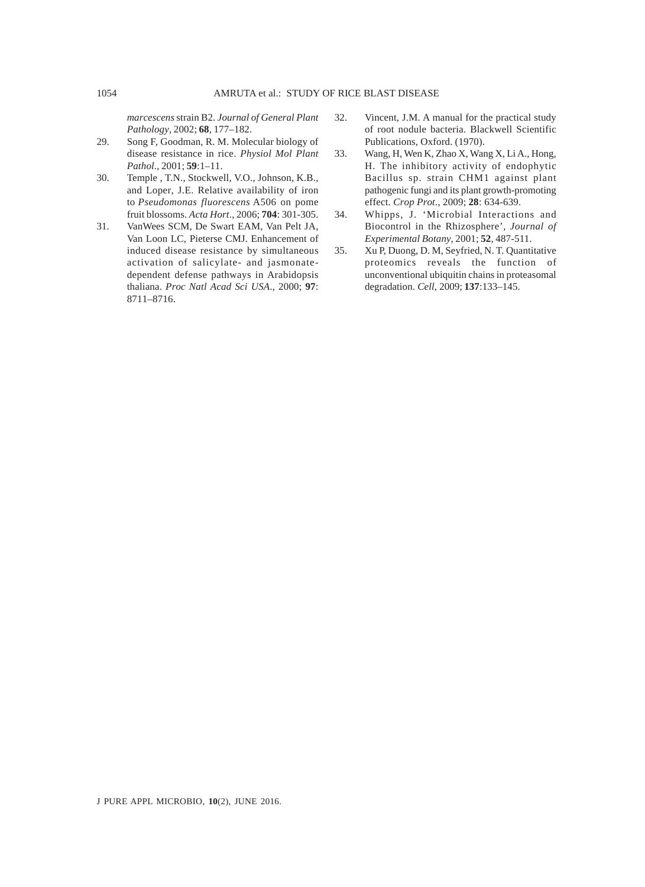*marcescens* strain B2. *Journal of General Plant Pathology*, 2002; **68**, 177–182.

29. Song F, Goodman, R. M. Molecular biology of disease resistance in rice. *Physiol Mol Plant Pathol.*, 2001; **59**:1–11.
30. Temple , T.N., Stockwell, V.O., Johnson, K.B., and Loper, J.E. Relative availability of iron to *Pseudomonas fluorescens* A506 on pome fruit blossoms. *Acta Hort*., 2006; **704**: 301-305.
31. VanWees SCM, De Swart EAM, Van Pelt JA, Van Loon LC, Pieterse CMJ. Enhancement of induced disease resistance by simultaneous activation of salicylate- and jasmonate-dependent defense pathways in Arabidopsis thaliana. *Proc Natl Acad Sci USA*., 2000; **97**: 8711–8716.
32. Vincent, J.M. A manual for the practical study of root nodule bacteria. Blackwell Scientific Publications, Oxford. (1970).
33. Wang, H, Wen K, Zhao X, Wang X, Li A., Hong, H. The inhibitory activity of endophytic Bacillus sp. strain CHM1 against plant pathogenic fungi and its plant growth-promoting effect. *Crop Prot*., 2009; **28**: 634-639.
34. Whipps, J. 'Microbial Interactions and Biocontrol in the Rhizosphere', *Journal of Experimental Botany*, 2001; **52**, 487-511.
35. Xu P, Duong, D. M, Seyfried, N. T. Quantitative proteomics reveals the function of unconventional ubiquitin chains in proteasomal degradation. *Cell*, 2009; **137**:133–145.